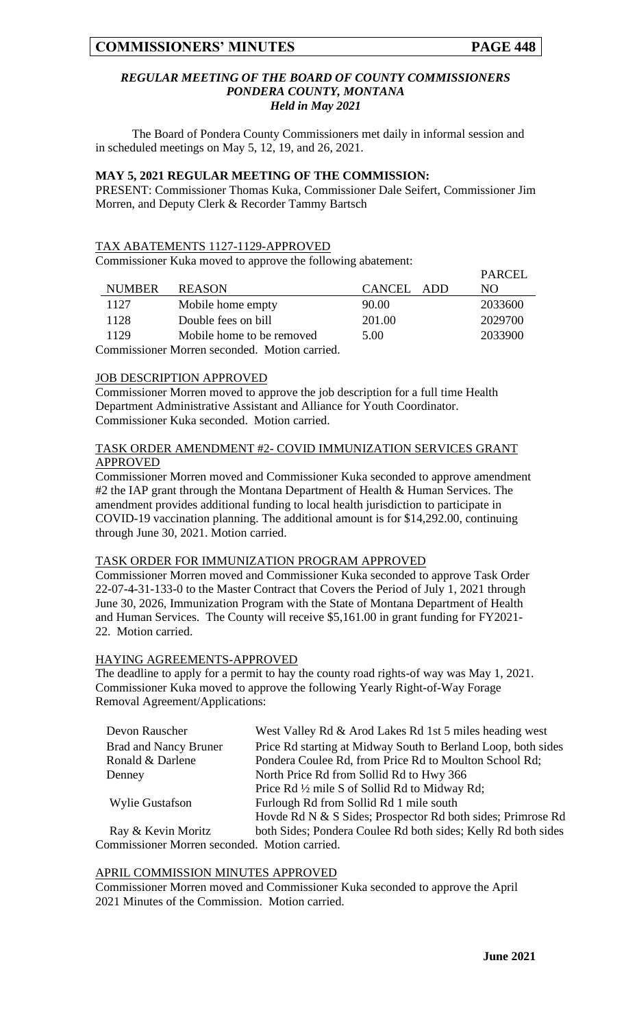### *REGULAR MEETING OF THE BOARD OF COUNTY COMMISSIONERS PONDERA COUNTY, MONTANA Held in May 2021*

The Board of Pondera County Commissioners met daily in informal session and in scheduled meetings on May 5, 12, 19, and 26, 2021.

**MAY 5, 2021 REGULAR MEETING OF THE COMMISSION:**

PRESENT: Commissioner Thomas Kuka, Commissioner Dale Seifert, Commissioner Jim Morren, and Deputy Clerk & Recorder Tammy Bartsch

TAX ABATEMENTS 1127-1129-APPROVED

Commissioner Kuka moved to approve the following abatement:

| NUMBER | REASON | CANCEL | ADD | PARCEL NO |
|---|---|---|---|---|
| 1127 | Mobile home empty | 90.00 | | 2033600 |
| 1128 | Double fees on bill | 201.00 | | 2029700 |
| 1129 | Mobile home to be removed | 5.00 | | 2033900 |

Commissioner Morren seconded. Motion carried.

JOB DESCRIPTION APPROVED

Commissioner Morren moved to approve the job description for a full time Health Department Administrative Assistant and Alliance for Youth Coordinator. Commissioner Kuka seconded. Motion carried.

TASK ORDER AMENDMENT #2- COVID IMMUNIZATION SERVICES GRANT APPROVED

Commissioner Morren moved and Commissioner Kuka seconded to approve amendment #2 the IAP grant through the Montana Department of Health & Human Services. The amendment provides additional funding to local health jurisdiction to participate in COVID-19 vaccination planning. The additional amount is for $14,292.00, continuing through June 30, 2021. Motion carried.

TASK ORDER FOR IMMUNIZATION PROGRAM APPROVED

Commissioner Morren moved and Commissioner Kuka seconded to approve Task Order 22-07-4-31-133-0 to the Master Contract that Covers the Period of July 1, 2021 through June 30, 2026, Immunization Program with the State of Montana Department of Health and Human Services. The County will receive $5,161.00 in grant funding for FY2021-22. Motion carried.

HAYING AGREEMENTS-APPROVED

The deadline to apply for a permit to hay the county road rights-of way was May 1, 2021. Commissioner Kuka moved to approve the following Yearly Right-of-Way Forage Removal Agreement/Applications:

| | |
|---|---|
| Devon Rauscher | West Valley Rd & Arod Lakes Rd 1st 5 miles heading west |
| Brad and Nancy Bruner | Price Rd starting at Midway South to Berland Loop, both sides |
| Ronald & Darlene Denney | Pondera Coulee Rd, from Price Rd to Moulton School Rd; North Price Rd from Sollid Rd to Hwy 366; Price Rd ½ mile S of Sollid Rd to Midway Rd; |
| Wylie Gustafson | Furlough Rd from Sollid Rd 1 mile south |
| Ray & Kevin Moritz | Hovde Rd N & S Sides; Prospector Rd both sides; Primrose Rd both Sides; Pondera Coulee Rd both sides; Kelly Rd both sides |

Commissioner Morren seconded. Motion carried.

APRIL COMMISSION MINUTES APPROVED

Commissioner Morren moved and Commissioner Kuka seconded to approve the April 2021 Minutes of the Commission. Motion carried.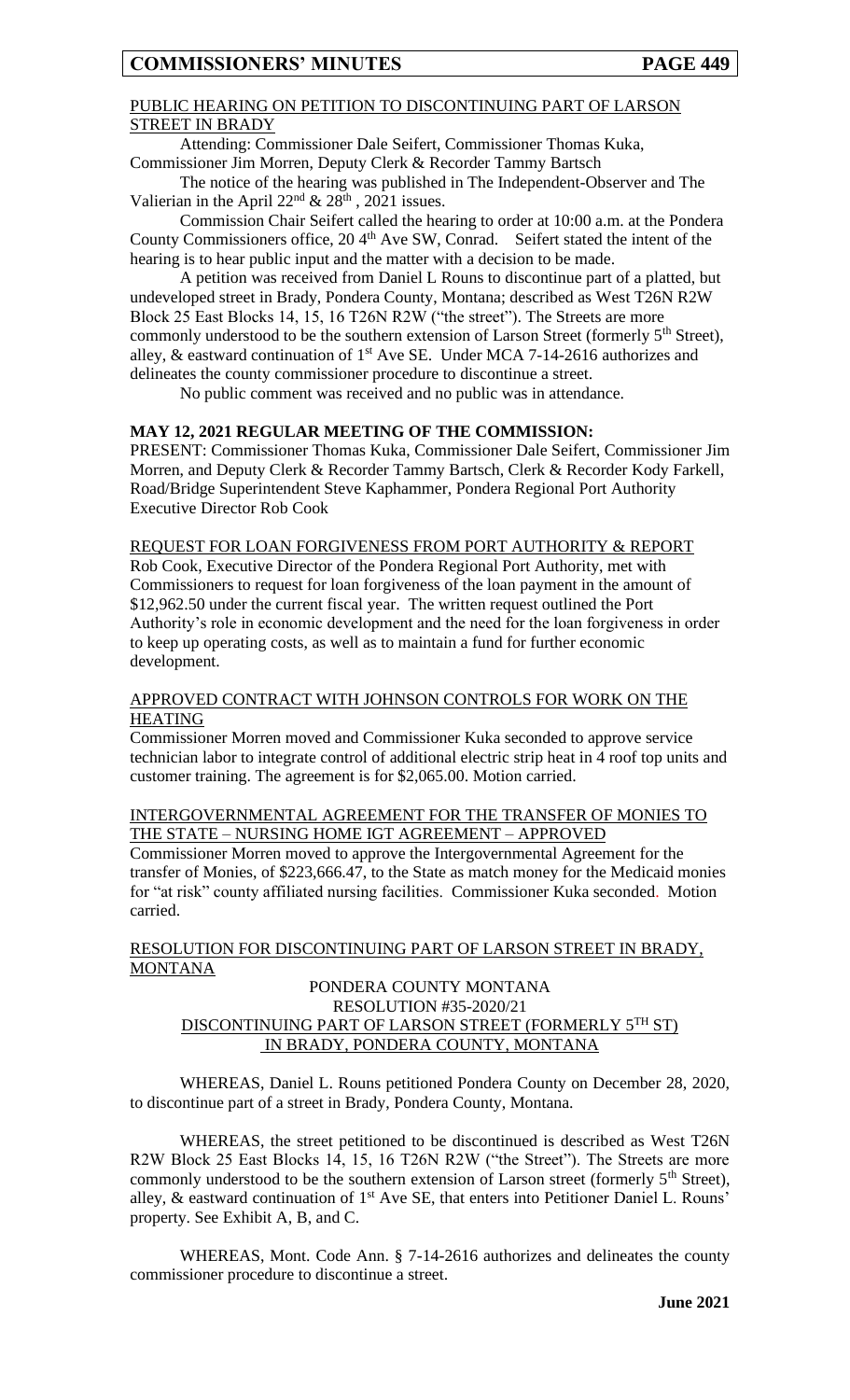PUBLIC HEARING ON PETITION TO DISCONTINUING PART OF LARSON STREET IN BRADY

Attending: Commissioner Dale Seifert, Commissioner Thomas Kuka, Commissioner Jim Morren, Deputy Clerk & Recorder Tammy Bartsch

The notice of the hearing was published in The Independent-Observer and The Valierian in the April 22nd & 28th , 2021 issues.

Commission Chair Seifert called the hearing to order at 10:00 a.m. at the Pondera County Commissioners office, 20 4th Ave SW, Conrad. Seifert stated the intent of the hearing is to hear public input and the matter with a decision to be made.

A petition was received from Daniel L Rouns to discontinue part of a platted, but undeveloped street in Brady, Pondera County, Montana; described as West T26N R2W Block 25 East Blocks 14, 15, 16 T26N R2W ("the street"). The Streets are more commonly understood to be the southern extension of Larson Street (formerly 5th Street), alley, & eastward continuation of 1st Ave SE. Under MCA 7-14-2616 authorizes and delineates the county commissioner procedure to discontinue a street.

No public comment was received and no public was in attendance.

**MAY 12, 2021 REGULAR MEETING OF THE COMMISSION:**

PRESENT: Commissioner Thomas Kuka, Commissioner Dale Seifert, Commissioner Jim Morren, and Deputy Clerk & Recorder Tammy Bartsch, Clerk & Recorder Kody Farkell, Road/Bridge Superintendent Steve Kaphammer, Pondera Regional Port Authority Executive Director Rob Cook

REQUEST FOR LOAN FORGIVENESS FROM PORT AUTHORITY & REPORT

Rob Cook, Executive Director of the Pondera Regional Port Authority, met with Commissioners to request for loan forgiveness of the loan payment in the amount of $12,962.50 under the current fiscal year. The written request outlined the Port Authority's role in economic development and the need for the loan forgiveness in order to keep up operating costs, as well as to maintain a fund for further economic development.

APPROVED CONTRACT WITH JOHNSON CONTROLS FOR WORK ON THE HEATING

Commissioner Morren moved and Commissioner Kuka seconded to approve service technician labor to integrate control of additional electric strip heat in 4 roof top units and customer training. The agreement is for $2,065.00. Motion carried.

INTERGOVERNMENTAL AGREEMENT FOR THE TRANSFER OF MONIES TO THE STATE – NURSING HOME IGT AGREEMENT – APPROVED

Commissioner Morren moved to approve the Intergovernmental Agreement for the transfer of Monies, of $223,666.47, to the State as match money for the Medicaid monies for "at risk" county affiliated nursing facilities. Commissioner Kuka seconded. Motion carried.

RESOLUTION FOR DISCONTINUING PART OF LARSON STREET IN BRADY, MONTANA

PONDERA COUNTY MONTANA
RESOLUTION #35-2020/21
DISCONTINUING PART OF LARSON STREET (FORMERLY 5TH ST) IN BRADY, PONDERA COUNTY, MONTANA

WHEREAS, Daniel L. Rouns petitioned Pondera County on December 28, 2020, to discontinue part of a street in Brady, Pondera County, Montana.

WHEREAS, the street petitioned to be discontinued is described as West T26N R2W Block 25 East Blocks 14, 15, 16 T26N R2W ("the Street"). The Streets are more commonly understood to be the southern extension of Larson street (formerly 5th Street), alley, & eastward continuation of 1st Ave SE, that enters into Petitioner Daniel L. Rouns' property. See Exhibit A, B, and C.

WHEREAS, Mont. Code Ann. § 7-14-2616 authorizes and delineates the county commissioner procedure to discontinue a street.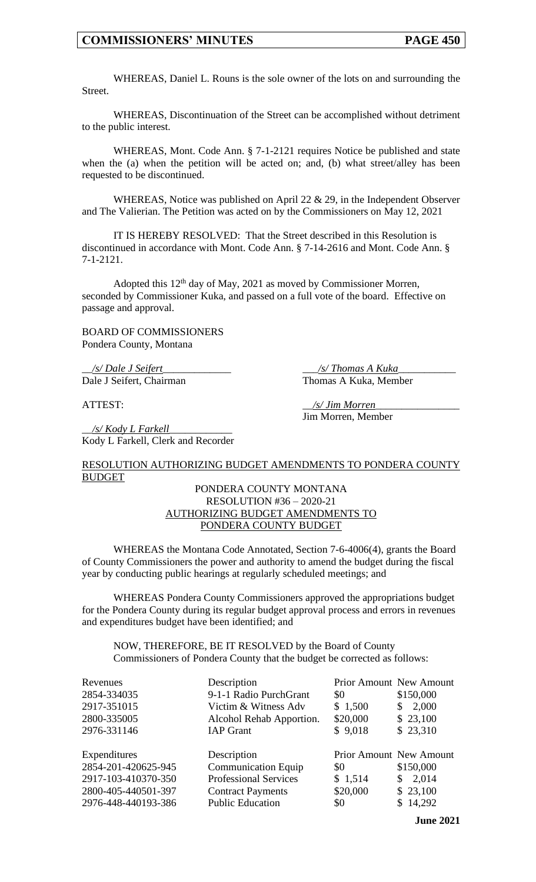WHEREAS, Daniel L. Rouns is the sole owner of the lots on and surrounding the Street.

WHEREAS, Discontinuation of the Street can be accomplished without detriment to the public interest.

WHEREAS, Mont. Code Ann. § 7-1-2121 requires Notice be published and state when the (a) when the petition will be acted on; and, (b) what street/alley has been requested to be discontinued.

WHEREAS, Notice was published on April 22 & 29, in the Independent Observer and The Valierian. The Petition was acted on by the Commissioners on May 12, 2021

IT IS HEREBY RESOLVED: That the Street described in this Resolution is discontinued in accordance with Mont. Code Ann. § 7-14-2616 and Mont. Code Ann. § 7-1-2121.

Adopted this 12th day of May, 2021 as moved by Commissioner Morren, seconded by Commissioner Kuka, and passed on a full vote of the board. Effective on passage and approval.

BOARD OF COMMISSIONERS
Pondera County, Montana

*/s/ Dale J Seifert*
Dale J Seifert, Chairman

*/s/ Thomas A Kuka*
Thomas A Kuka, Member

ATTEST:

*/s/ Jim Morren*
Jim Morren, Member

*/s/ Kody L Farkell*
Kody L Farkell, Clerk and Recorder

RESOLUTION AUTHORIZING BUDGET AMENDMENTS TO PONDERA COUNTY BUDGET

PONDERA COUNTY MONTANA
RESOLUTION #36 – 2020-21
AUTHORIZING BUDGET AMENDMENTS TO PONDERA COUNTY BUDGET

WHEREAS the Montana Code Annotated, Section 7-6-4006(4), grants the Board of County Commissioners the power and authority to amend the budget during the fiscal year by conducting public hearings at regularly scheduled meetings; and

WHEREAS Pondera County Commissioners approved the appropriations budget for the Pondera County during its regular budget approval process and errors in revenues and expenditures budget have been identified; and

NOW, THEREFORE, BE IT RESOLVED by the Board of County Commissioners of Pondera County that the budget be corrected as follows:

| Revenues | Description | Prior Amount | New Amount |
|---|---|---|---|
| 2854-334035 | 9-1-1 Radio PurchGrant | $0 | $150,000 |
| 2917-351015 | Victim & Witness Adv | $ 1,500 | $ 2,000 |
| 2800-335005 | Alcohol Rehab Apportion. | $20,000 | $ 23,100 |
| 2976-331146 | IAP Grant | $ 9,018 | $ 23,310 |

| Expenditures | Description | Prior Amount | New Amount |
|---|---|---|---|
| 2854-201-420625-945 | Communication Equip | $0 | $150,000 |
| 2917-103-410370-350 | Professional Services | $ 1,514 | $ 2,014 |
| 2800-405-440501-397 | Contract Payments | $20,000 | $ 23,100 |
| 2976-448-440193-386 | Public Education | $0 | $ 14,292 |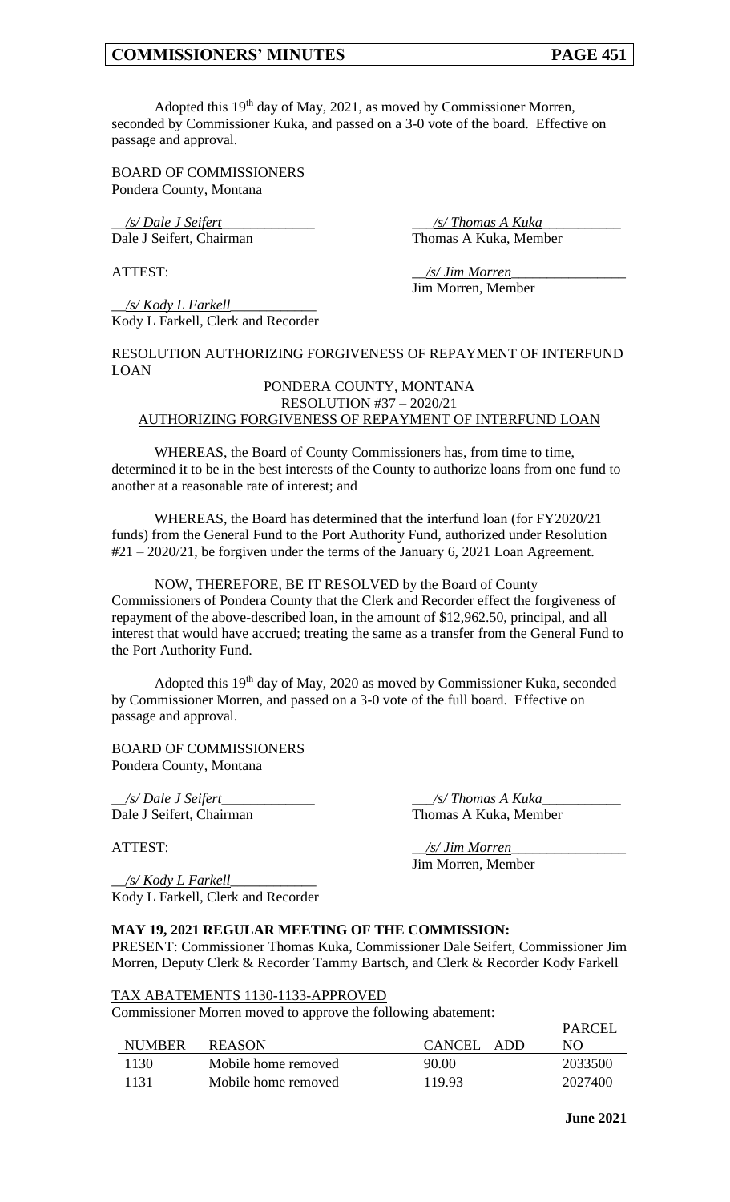Adopted this 19th day of May, 2021, as moved by Commissioner Morren, seconded by Commissioner Kuka, and passed on a 3-0 vote of the board. Effective on passage and approval.

BOARD OF COMMISSIONERS
Pondera County, Montana

*/s/ Dale J Seifert*
Dale J Seifert, Chairman

*/s/ Thomas A Kuka*
Thomas A Kuka, Member

ATTEST:

*/s/ Jim Morren*
Jim Morren, Member

*/s/ Kody L Farkell*
Kody L Farkell, Clerk and Recorder

RESOLUTION AUTHORIZING FORGIVENESS OF REPAYMENT OF INTERFUND LOAN

PONDERA COUNTY, MONTANA
RESOLUTION #37 – 2020/21
AUTHORIZING FORGIVENESS OF REPAYMENT OF INTERFUND LOAN

WHEREAS, the Board of County Commissioners has, from time to time, determined it to be in the best interests of the County to authorize loans from one fund to another at a reasonable rate of interest; and

WHEREAS, the Board has determined that the interfund loan (for FY2020/21 funds) from the General Fund to the Port Authority Fund, authorized under Resolution #21 – 2020/21, be forgiven under the terms of the January 6, 2021 Loan Agreement.

NOW, THEREFORE, BE IT RESOLVED by the Board of County Commissioners of Pondera County that the Clerk and Recorder effect the forgiveness of repayment of the above-described loan, in the amount of $12,962.50, principal, and all interest that would have accrued; treating the same as a transfer from the General Fund to the Port Authority Fund.

Adopted this 19th day of May, 2020 as moved by Commissioner Kuka, seconded by Commissioner Morren, and passed on a 3-0 vote of the full board. Effective on passage and approval.

BOARD OF COMMISSIONERS
Pondera County, Montana

*/s/ Dale J Seifert*
Dale J Seifert, Chairman

*/s/ Thomas A Kuka*
Thomas A Kuka, Member

ATTEST:

*/s/ Jim Morren*
Jim Morren, Member

*/s/ Kody L Farkell*
Kody L Farkell, Clerk and Recorder

**MAY 19, 2021 REGULAR MEETING OF THE COMMISSION:**
PRESENT: Commissioner Thomas Kuka, Commissioner Dale Seifert, Commissioner Jim Morren, Deputy Clerk & Recorder Tammy Bartsch, and Clerk & Recorder Kody Farkell

TAX ABATEMENTS 1130-1133-APPROVED
Commissioner Morren moved to approve the following abatement:

| NUMBER | REASON | CANCEL | ADD | PARCEL NO |
|---|---|---|---|---|
| 1130 | Mobile home removed | 90.00 | | 2033500 |
| 1131 | Mobile home removed | 119.93 | | 2027400 |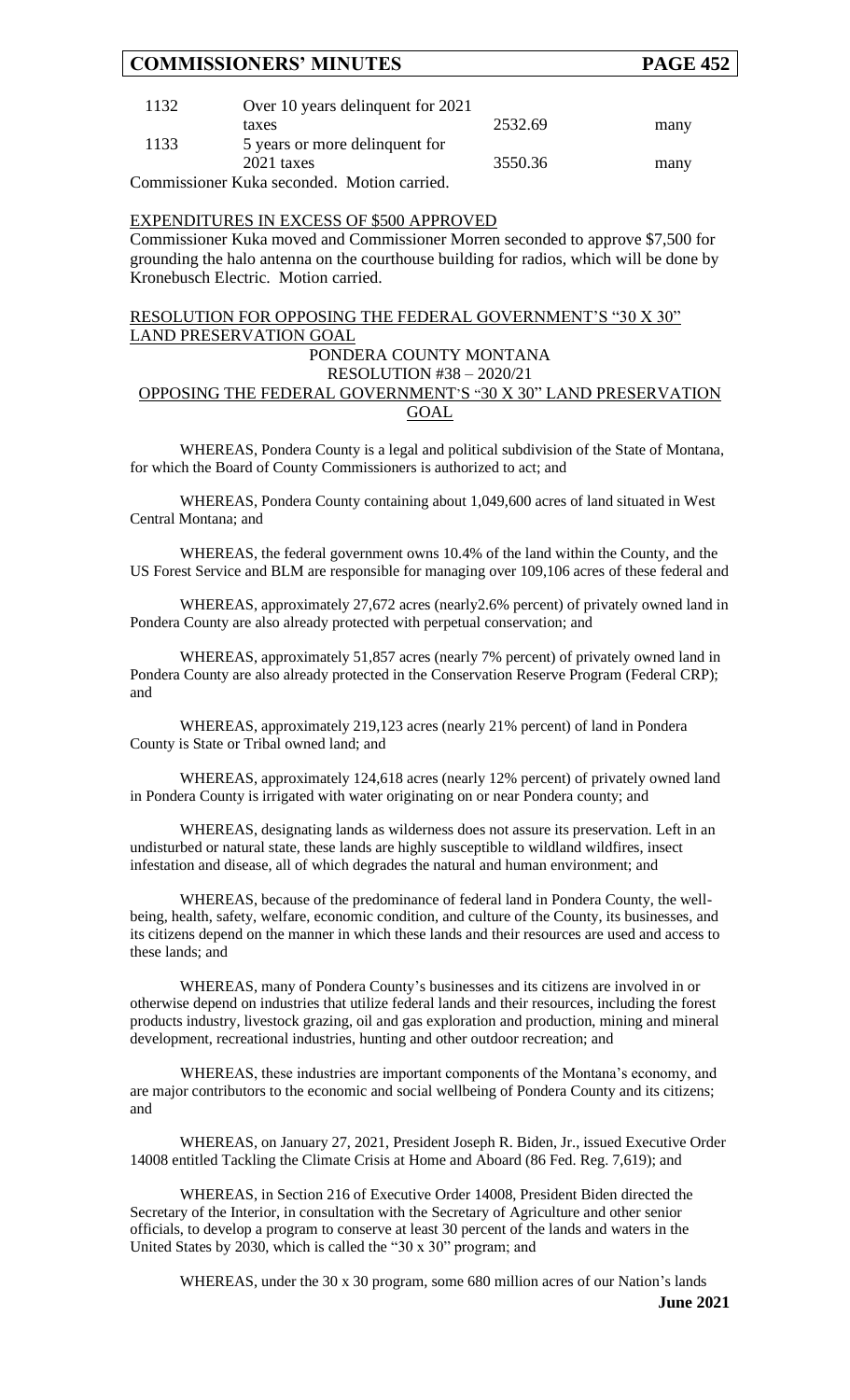| | | | |
|---|---|---|---|
| 1132 | Over 10 years delinquent for 2021 taxes | 2532.69 | many |
| 1133 | 5 years or more delinquent for 2021 taxes | 3550.36 | many |

Commissioner Kuka seconded. Motion carried.

EXPENDITURES IN EXCESS OF $500 APPROVED

Commissioner Kuka moved and Commissioner Morren seconded to approve $7,500 for grounding the halo antenna on the courthouse building for radios, which will be done by Kronebusch Electric. Motion carried.

RESOLUTION FOR OPPOSING THE FEDERAL GOVERNMENT'S "30 X 30" LAND PRESERVATION GOAL

PONDERA COUNTY MONTANA
RESOLUTION #38 – 2020/21
OPPOSING THE FEDERAL GOVERNMENT'S "30 X 30" LAND PRESERVATION GOAL

WHEREAS, Pondera County is a legal and political subdivision of the State of Montana, for which the Board of County Commissioners is authorized to act; and

WHEREAS, Pondera County containing about 1,049,600 acres of land situated in West Central Montana; and

WHEREAS, the federal government owns 10.4% of the land within the County, and the US Forest Service and BLM are responsible for managing over 109,106 acres of these federal and

WHEREAS, approximately 27,672 acres (nearly2.6% percent) of privately owned land in Pondera County are also already protected with perpetual conservation; and

WHEREAS, approximately 51,857 acres (nearly 7% percent) of privately owned land in Pondera County are also already protected in the Conservation Reserve Program (Federal CRP); and

WHEREAS, approximately 219,123 acres (nearly 21% percent) of land in Pondera County is State or Tribal owned land; and

WHEREAS, approximately 124,618 acres (nearly 12% percent) of privately owned land in Pondera County is irrigated with water originating on or near Pondera county; and

WHEREAS, designating lands as wilderness does not assure its preservation. Left in an undisturbed or natural state, these lands are highly susceptible to wildland wildfires, insect infestation and disease, all of which degrades the natural and human environment; and

WHEREAS, because of the predominance of federal land in Pondera County, the well-being, health, safety, welfare, economic condition, and culture of the County, its businesses, and its citizens depend on the manner in which these lands and their resources are used and access to these lands; and

WHEREAS, many of Pondera County's businesses and its citizens are involved in or otherwise depend on industries that utilize federal lands and their resources, including the forest products industry, livestock grazing, oil and gas exploration and production, mining and mineral development, recreational industries, hunting and other outdoor recreation; and

WHEREAS, these industries are important components of the Montana's economy, and are major contributors to the economic and social wellbeing of Pondera County and its citizens; and

WHEREAS, on January 27, 2021, President Joseph R. Biden, Jr., issued Executive Order 14008 entitled Tackling the Climate Crisis at Home and Aboard (86 Fed. Reg. 7,619); and

WHEREAS, in Section 216 of Executive Order 14008, President Biden directed the Secretary of the Interior, in consultation with the Secretary of Agriculture and other senior officials, to develop a program to conserve at least 30 percent of the lands and waters in the United States by 2030, which is called the "30 x 30" program; and

WHEREAS, under the 30 x 30 program, some 680 million acres of our Nation's lands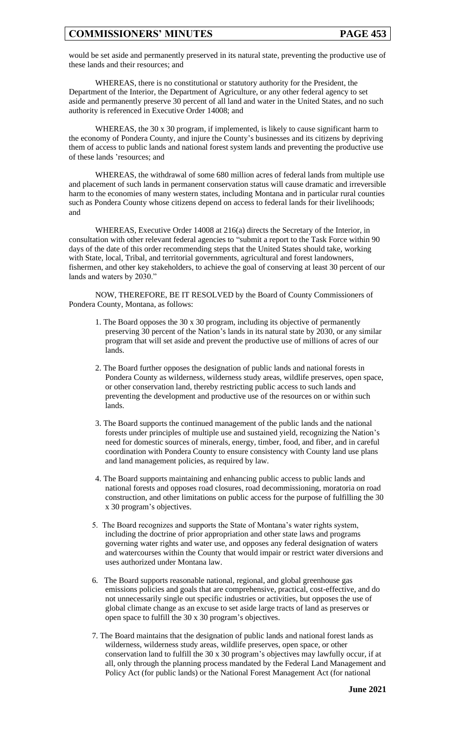would be set aside and permanently preserved in its natural state, preventing the productive use of these lands and their resources; and

WHEREAS, there is no constitutional or statutory authority for the President, the Department of the Interior, the Department of Agriculture, or any other federal agency to set aside and permanently preserve 30 percent of all land and water in the United States, and no such authority is referenced in Executive Order 14008; and

WHEREAS, the 30 x 30 program, if implemented, is likely to cause significant harm to the economy of Pondera County, and injure the County's businesses and its citizens by depriving them of access to public lands and national forest system lands and preventing the productive use of these lands 'resources; and

WHEREAS, the withdrawal of some 680 million acres of federal lands from multiple use and placement of such lands in permanent conservation status will cause dramatic and irreversible harm to the economies of many western states, including Montana and in particular rural counties such as Pondera County whose citizens depend on access to federal lands for their livelihoods; and

WHEREAS, Executive Order 14008 at 216(a) directs the Secretary of the Interior, in consultation with other relevant federal agencies to "submit a report to the Task Force within 90 days of the date of this order recommending steps that the United States should take, working with State, local, Tribal, and territorial governments, agricultural and forest landowners, fishermen, and other key stakeholders, to achieve the goal of conserving at least 30 percent of our lands and waters by 2030."

NOW, THEREFORE, BE IT RESOLVED by the Board of County Commissioners of Pondera County, Montana, as follows:

1. The Board opposes the 30 x 30 program, including its objective of permanently preserving 30 percent of the Nation's lands in its natural state by 2030, or any similar program that will set aside and prevent the productive use of millions of acres of our lands.

2. The Board further opposes the designation of public lands and national forests in Pondera County as wilderness, wilderness study areas, wildlife preserves, open space, or other conservation land, thereby restricting public access to such lands and preventing the development and productive use of the resources on or within such lands.

3. The Board supports the continued management of the public lands and the national forests under principles of multiple use and sustained yield, recognizing the Nation's need for domestic sources of minerals, energy, timber, food, and fiber, and in careful coordination with Pondera County to ensure consistency with County land use plans and land management policies, as required by law.

4. The Board supports maintaining and enhancing public access to public lands and national forests and opposes road closures, road decommissioning, moratoria on road construction, and other limitations on public access for the purpose of fulfilling the 30 x 30 program's objectives.

5. The Board recognizes and supports the State of Montana's water rights system, including the doctrine of prior appropriation and other state laws and programs governing water rights and water use, and opposes any federal designation of waters and watercourses within the County that would impair or restrict water diversions and uses authorized under Montana law.

6. The Board supports reasonable national, regional, and global greenhouse gas emissions policies and goals that are comprehensive, practical, cost-effective, and do not unnecessarily single out specific industries or activities, but opposes the use of global climate change as an excuse to set aside large tracts of land as preserves or open space to fulfill the 30 x 30 program's objectives.

7. The Board maintains that the designation of public lands and national forest lands as wilderness, wilderness study areas, wildlife preserves, open space, or other conservation land to fulfill the 30 x 30 program's objectives may lawfully occur, if at all, only through the planning process mandated by the Federal Land Management and Policy Act (for public lands) or the National Forest Management Act (for national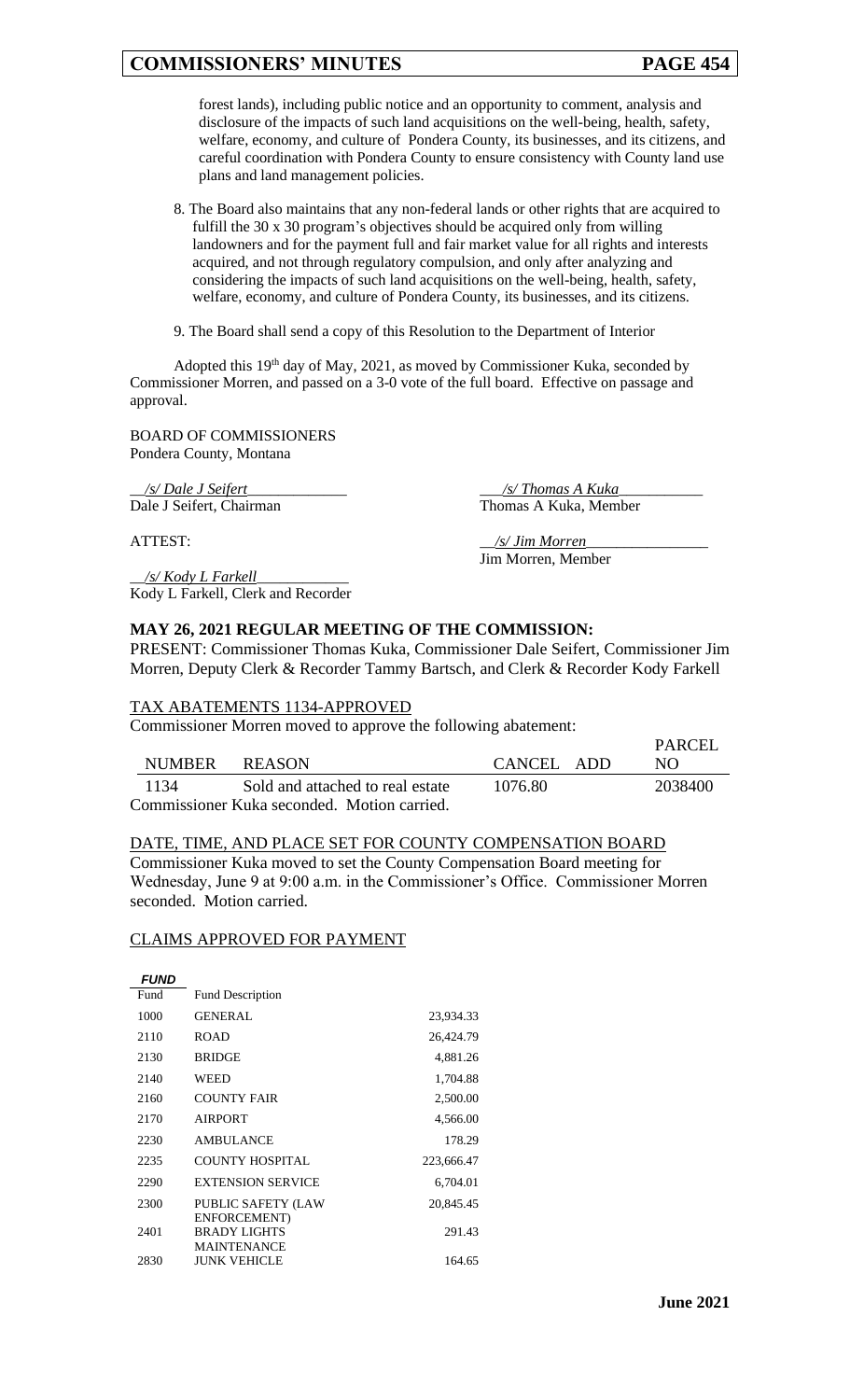forest lands), including public notice and an opportunity to comment, analysis and disclosure of the impacts of such land acquisitions on the well-being, health, safety, welfare, economy, and culture of Pondera County, its businesses, and its citizens, and careful coordination with Pondera County to ensure consistency with County land use plans and land management policies.

8. The Board also maintains that any non-federal lands or other rights that are acquired to fulfill the 30 x 30 program's objectives should be acquired only from willing landowners and for the payment full and fair market value for all rights and interests acquired, and not through regulatory compulsion, and only after analyzing and considering the impacts of such land acquisitions on the well-being, health, safety, welfare, economy, and culture of Pondera County, its businesses, and its citizens.

9. The Board shall send a copy of this Resolution to the Department of Interior

Adopted this 19th day of May, 2021, as moved by Commissioner Kuka, seconded by Commissioner Morren, and passed on a 3-0 vote of the full board. Effective on passage and approval.

BOARD OF COMMISSIONERS
Pondera County, Montana

*/s/ Dale J Seifert*
Dale J Seifert, Chairman

*/s/ Thomas A Kuka*
Thomas A Kuka, Member

ATTEST:

*/s/ Jim Morren*
Jim Morren, Member

*/s/ Kody L Farkell*
Kody L Farkell, Clerk and Recorder

## MAY 26, 2021 REGULAR MEETING OF THE COMMISSION:

PRESENT: Commissioner Thomas Kuka, Commissioner Dale Seifert, Commissioner Jim Morren, Deputy Clerk & Recorder Tammy Bartsch, and Clerk & Recorder Kody Farkell

### TAX ABATEMENTS 1134-APPROVED

Commissioner Morren moved to approve the following abatement:

| NUMBER | REASON | CANCEL | ADD | PARCEL NO |
|---|---|---|---|---|
| 1134 | Sold and attached to real estate | 1076.80 | | 2038400 |

Commissioner Kuka seconded. Motion carried.

### DATE, TIME, AND PLACE SET FOR COUNTY COMPENSATION BOARD

Commissioner Kuka moved to set the County Compensation Board meeting for Wednesday, June 9 at 9:00 a.m. in the Commissioner's Office. Commissioner Morren seconded. Motion carried.

### CLAIMS APPROVED FOR PAYMENT

| *FUND* | | |
|---|---|---|
| Fund | Fund Description | |
| 1000 | GENERAL | 23,934.33 |
| 2110 | ROAD | 26,424.79 |
| 2130 | BRIDGE | 4,881.26 |
| 2140 | WEED | 1,704.88 |
| 2160 | COUNTY FAIR | 2,500.00 |
| 2170 | AIRPORT | 4,566.00 |
| 2230 | AMBULANCE | 178.29 |
| 2235 | COUNTY HOSPITAL | 223,666.47 |
| 2290 | EXTENSION SERVICE | 6,704.01 |
| 2300 | PUBLIC SAFETY (LAW ENFORCEMENT) | 20,845.45 |
| 2401 | BRADY LIGHTS MAINTENANCE | 291.43 |
| 2830 | JUNK VEHICLE | 164.65 |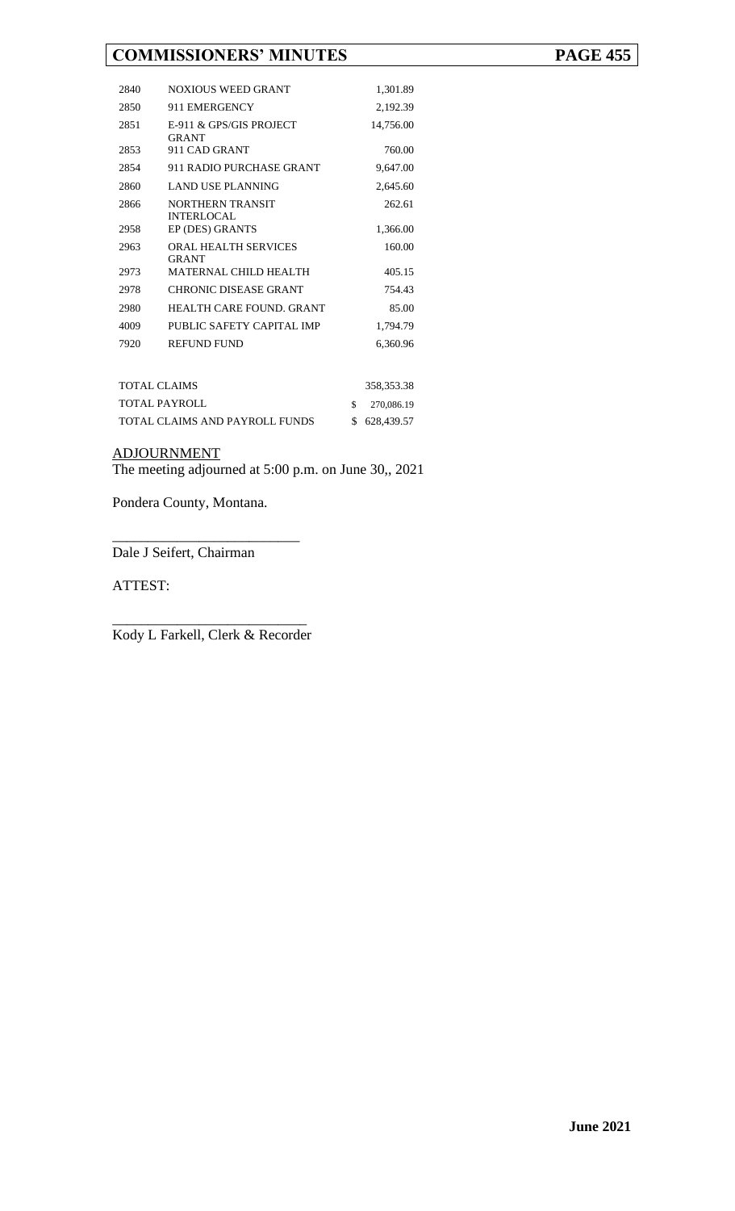| | | |
|---|---|---|
| 2840 | NOXIOUS WEED GRANT | 1,301.89 |
| 2850 | 911 EMERGENCY | 2,192.39 |
| 2851 | E-911 & GPS/GIS PROJECT GRANT | 14,756.00 |
| 2853 | 911 CAD GRANT | 760.00 |
| 2854 | 911 RADIO PURCHASE GRANT | 9,647.00 |
| 2860 | LAND USE PLANNING | 2,645.60 |
| 2866 | NORTHERN TRANSIT INTERLOCAL | 262.61 |
| 2958 | EP (DES) GRANTS | 1,366.00 |
| 2963 | ORAL HEALTH SERVICES GRANT | 160.00 |
| 2973 | MATERNAL CHILD HEALTH | 405.15 |
| 2978 | CHRONIC DISEASE GRANT | 754.43 |
| 2980 | HEALTH CARE FOUND. GRANT | 85.00 |
| 4009 | PUBLIC SAFETY CAPITAL IMP | 1,794.79 |
| 7920 | REFUND FUND | 6,360.96 |

| | |
|---|---|
| TOTAL CLAIMS | 358,353.38 |
| TOTAL PAYROLL | $ 270,086.19 |
| TOTAL CLAIMS AND PAYROLL FUNDS | $ 628,439.57 |

ADJOURNMENT

The meeting adjourned at 5:00 p.m. on June 30,, 2021

Pondera County, Montana.

\_\_\_\_\_\_\_\_\_\_\_\_\_\_\_\_\_\_\_\_\_\_\_\_\_\_

Dale J Seifert, Chairman

ATTEST:

\_\_\_\_\_\_\_\_\_\_\_\_\_\_\_\_\_\_\_\_\_\_\_\_\_\_\_

Kody L Farkell, Clerk & Recorder